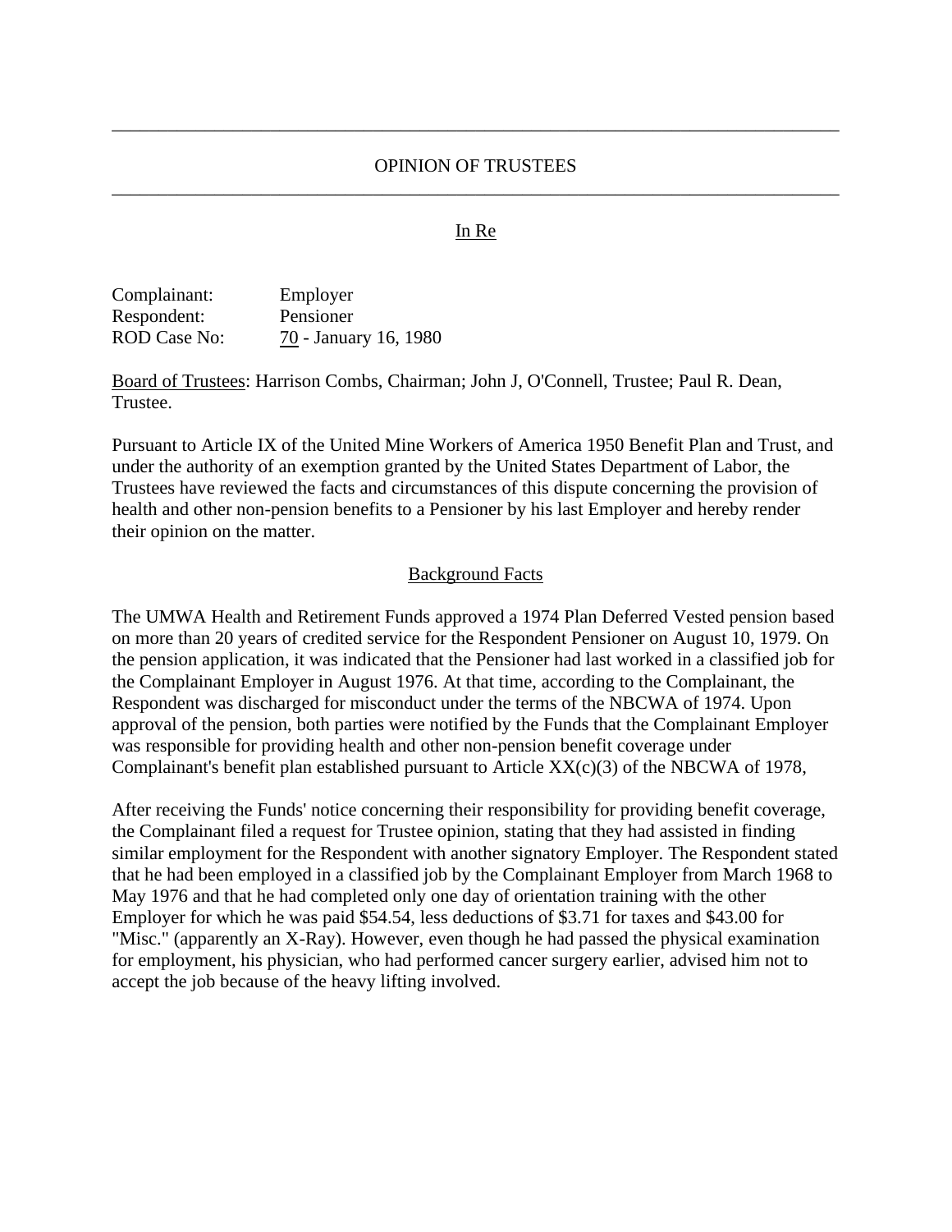---

## OPINION OF TRUSTEES

---

In Re

Complainant: Employer
Respondent: Pensioner
ROD Case No: 70 - January 16, 1980

Board of Trustees: Harrison Combs, Chairman; John J, O'Connell, Trustee; Paul R. Dean, Trustee.

Pursuant to Article IX of the United Mine Workers of America 1950 Benefit Plan and Trust, and under the authority of an exemption granted by the United States Department of Labor, the Trustees have reviewed the facts and circumstances of this dispute concerning the provision of health and other non-pension benefits to a Pensioner by his last Employer and hereby render their opinion on the matter.

### Background Facts

The UMWA Health and Retirement Funds approved a 1974 Plan Deferred Vested pension based on more than 20 years of credited service for the Respondent Pensioner on August 10, 1979. On the pension application, it was indicated that the Pensioner had last worked in a classified job for the Complainant Employer in August 1976. At that time, according to the Complainant, the Respondent was discharged for misconduct under the terms of the NBCWA of 1974. Upon approval of the pension, both parties were notified by the Funds that the Complainant Employer was responsible for providing health and other non-pension benefit coverage under Complainant's benefit plan established pursuant to Article XX(c)(3) of the NBCWA of 1978,

After receiving the Funds' notice concerning their responsibility for providing benefit coverage, the Complainant filed a request for Trustee opinion, stating that they had assisted in finding similar employment for the Respondent with another signatory Employer. The Respondent stated that he had been employed in a classified job by the Complainant Employer from March 1968 to May 1976 and that he had completed only one day of orientation training with the other Employer for which he was paid $54.54, less deductions of $3.71 for taxes and $43.00 for "Misc." (apparently an X-Ray). However, even though he had passed the physical examination for employment, his physician, who had performed cancer surgery earlier, advised him not to accept the job because of the heavy lifting involved.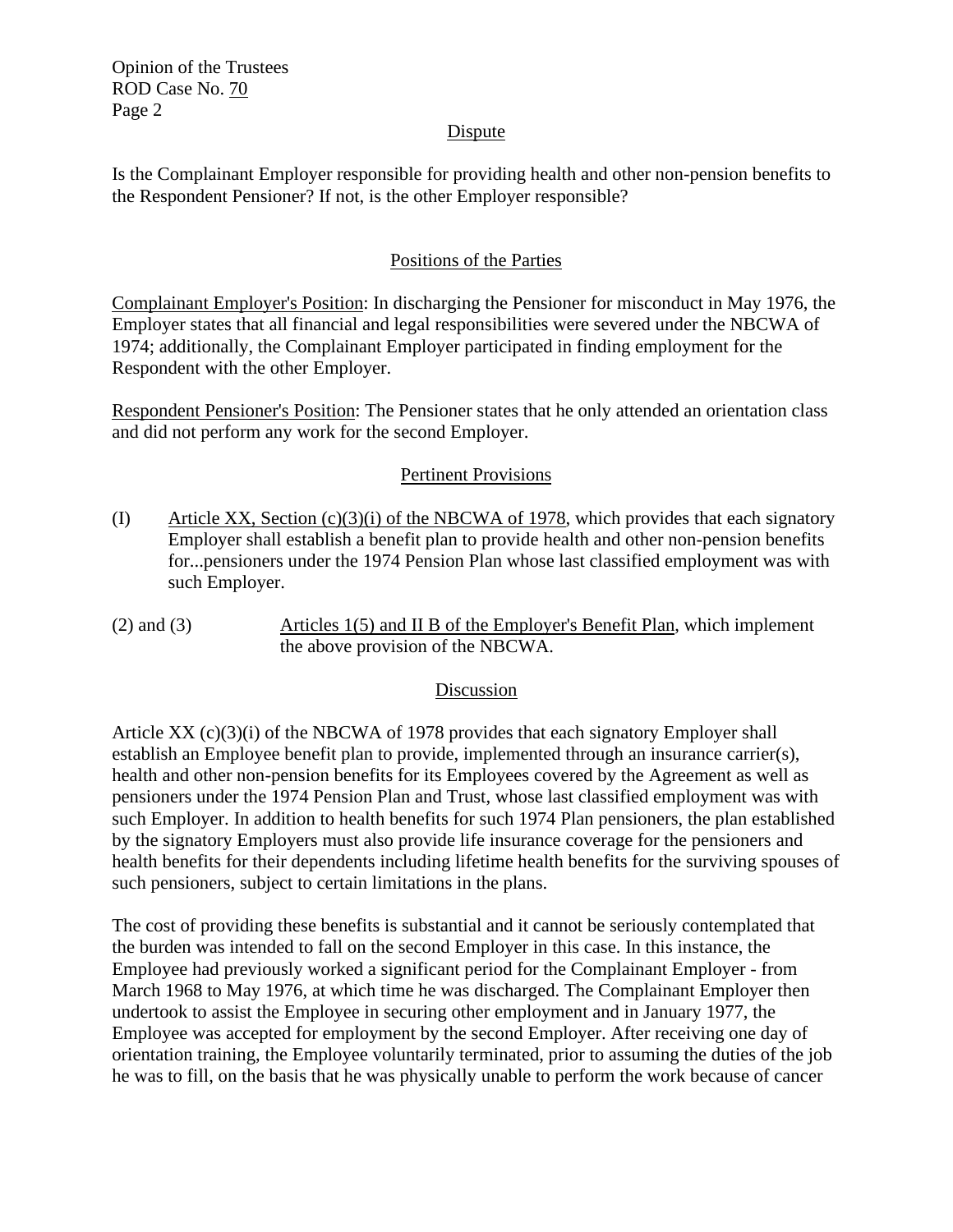## Dispute

Is the Complainant Employer responsible for providing health and other non-pension benefits to the Respondent Pensioner? If not, is the other Employer responsible?

## Positions of the Parties

Complainant Employer's Position: In discharging the Pensioner for misconduct in May 1976, the Employer states that all financial and legal responsibilities were severed under the NBCWA of 1974; additionally, the Complainant Employer participated in finding employment for the Respondent with the other Employer.

Respondent Pensioner's Position: The Pensioner states that he only attended an orientation class and did not perform any work for the second Employer.

## Pertinent Provisions

(I) Article XX, Section (c)(3)(i) of the NBCWA of 1978, which provides that each signatory Employer shall establish a benefit plan to provide health and other non-pension benefits for...pensioners under the 1974 Pension Plan whose last classified employment was with such Employer.

(2) and (3) Articles 1(5) and II B of the Employer's Benefit Plan, which implement the above provision of the NBCWA.

## Discussion

Article XX (c)(3)(i) of the NBCWA of 1978 provides that each signatory Employer shall establish an Employee benefit plan to provide, implemented through an insurance carrier(s), health and other non-pension benefits for its Employees covered by the Agreement as well as pensioners under the 1974 Pension Plan and Trust, whose last classified employment was with such Employer. In addition to health benefits for such 1974 Plan pensioners, the plan established by the signatory Employers must also provide life insurance coverage for the pensioners and health benefits for their dependents including lifetime health benefits for the surviving spouses of such pensioners, subject to certain limitations in the plans.

The cost of providing these benefits is substantial and it cannot be seriously contemplated that the burden was intended to fall on the second Employer in this case. In this instance, the Employee had previously worked a significant period for the Complainant Employer - from March 1968 to May 1976, at which time he was discharged. The Complainant Employer then undertook to assist the Employee in securing other employment and in January 1977, the Employee was accepted for employment by the second Employer. After receiving one day of orientation training, the Employee voluntarily terminated, prior to assuming the duties of the job he was to fill, on the basis that he was physically unable to perform the work because of cancer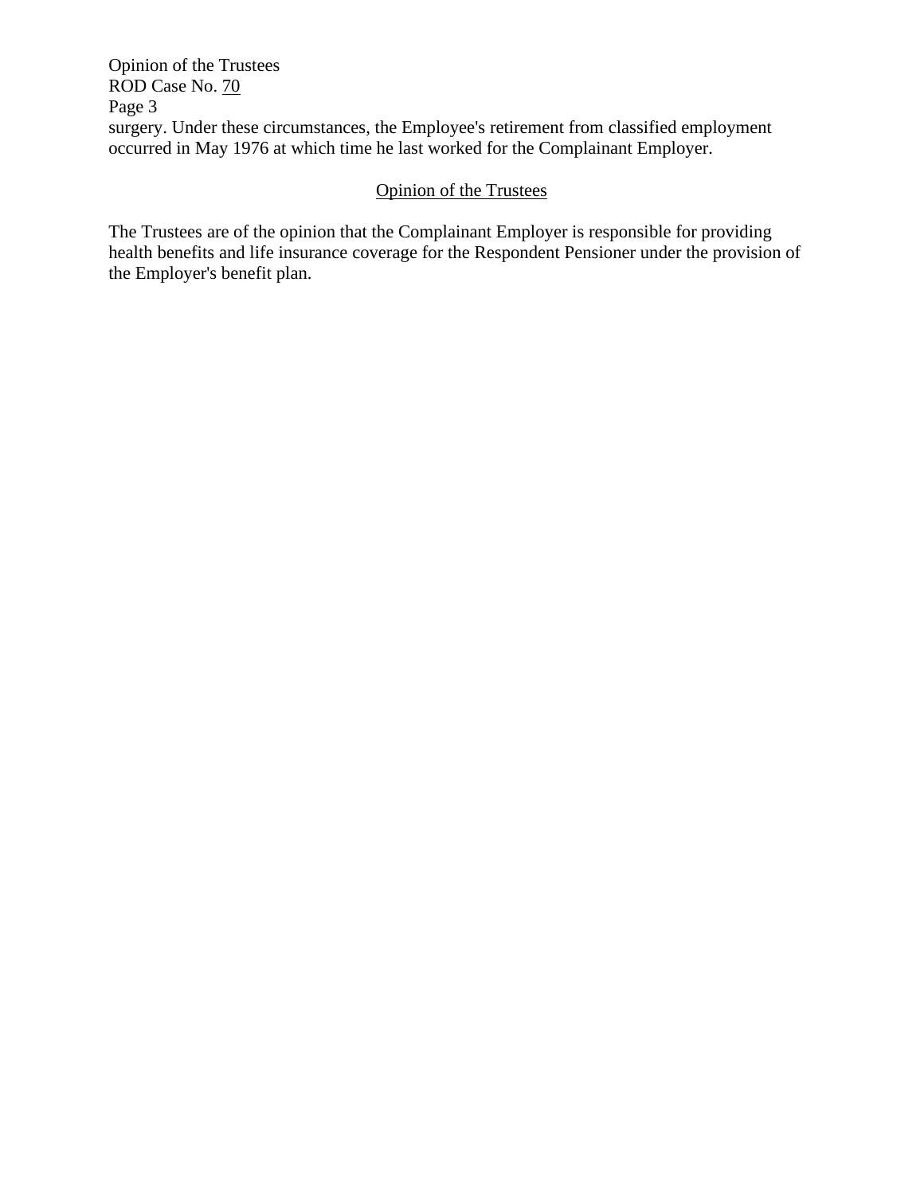surgery. Under these circumstances, the Employee's retirement from classified employment occurred in May 1976 at which time he last worked for the Complainant Employer.

## Opinion of the Trustees

The Trustees are of the opinion that the Complainant Employer is responsible for providing health benefits and life insurance coverage for the Respondent Pensioner under the provision of the Employer's benefit plan.